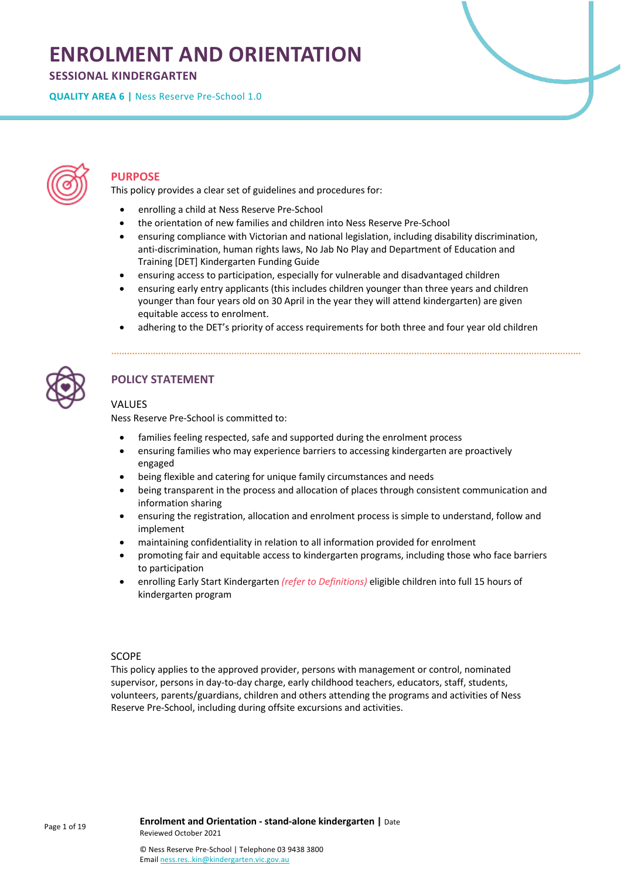# ENROLMENT AND ORIENTATION

**SESSIONAL KINDERGARTEN**

**QUALITY AREA 6 |** Ness Reserve Pre-School 1.0

## PURPOSE

This policy provides a clear set of guidelines and procedures for:

- enrolling a child at Ness Reserve Pre-School
- the orientation of new families and children into Ness Reserve Pre-School
- ensuring compliance with Victorian and national legislation, including disability discrimination, anti-discrimination, human rights laws, No Jab No Play and Department of Education and Training [DET] Kindergarten Funding Guide
- ensuring access to participation, especially for vulnerable and disadvantaged children
- ensuring early entry applicants (this includes children younger than three years and children younger than four years old on 30 April in the year they will attend kindergarten) are given equitable access to enrolment.
- adhering to the DET's priority of access requirements for both three and four year old children

## POLICY STATEMENT

### VALUES

Ness Reserve Pre-School is committed to:

- families feeling respected, safe and supported during the enrolment process
- ensuring families who may experience barriers to accessing kindergarten are proactively engaged
- being flexible and catering for unique family circumstances and needs
- being transparent in the process and allocation of places through consistent communication and information sharing
- ensuring the registration, allocation and enrolment process is simple to understand, follow and implement
- maintaining confidentiality in relation to all information provided for enrolment
- promoting fair and equitable access to kindergarten programs, including those who face barriers to participation
- enrolling Early Start Kindergarten *(refer to Definitions)* eligible children into full 15 hours of kindergarten program

### SCOPE

This policy applies to the approved provider, persons with management or control, nominated supervisor, persons in day-to-day charge, early childhood teachers, educators, staff, students, volunteers, parents/guardians, children and others attending the programs and activities of Ness Reserve Pre-School, including during offsite excursions and activities.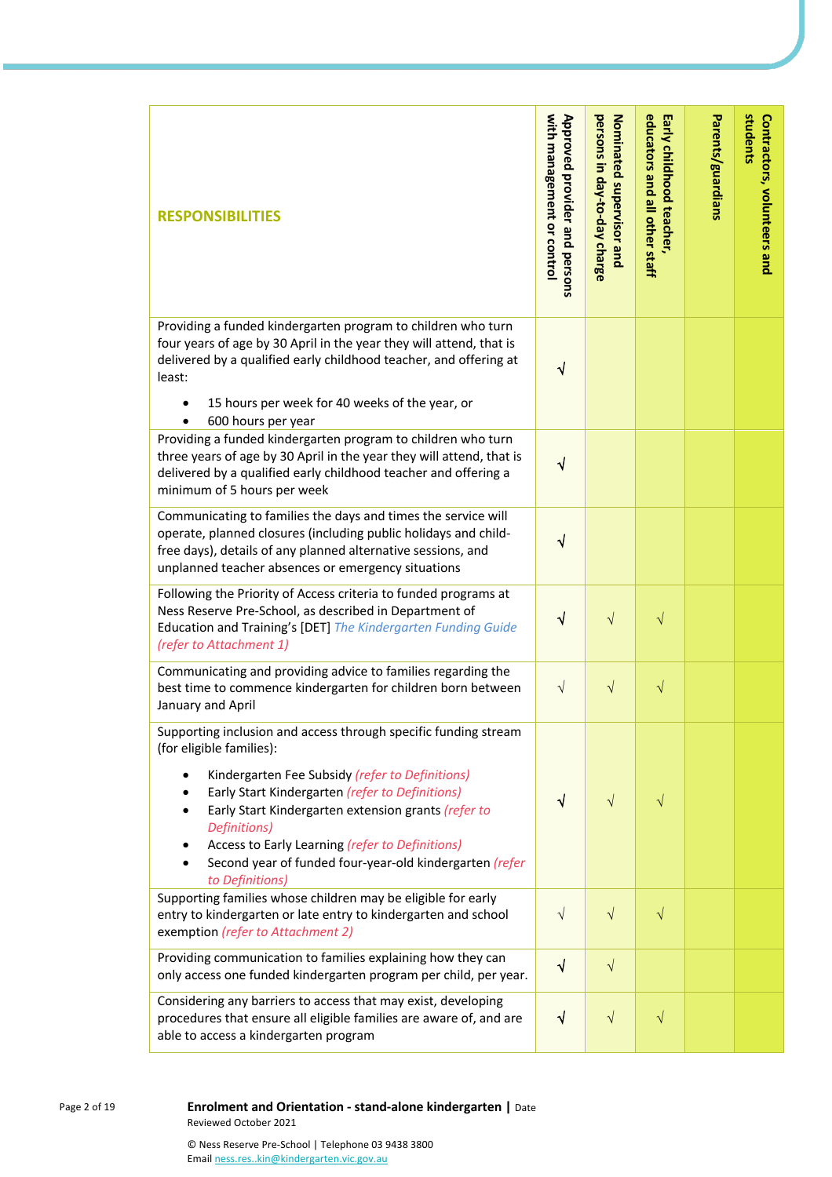| RESPONSIBILITIES | Approved provider and persons with management or control | Nominated supervisor and persons in day-to-day charge | Early childhood teacher, educators and all other staff | Parents/guardians | Contractors, volunteers and students |
|---|---|---|---|---|---|
| Providing a funded kindergarten program to children who turn four years of age by 30 April in the year they will attend, that is delivered by a qualified early childhood teacher, and offering at least:<br>• 15 hours per week for 40 weeks of the year, or<br>• 600 hours per year | √ | | | | |
| Providing a funded kindergarten program to children who turn three years of age by 30 April in the year they will attend, that is delivered by a qualified early childhood teacher and offering a minimum of 5 hours per week | √ | | | | |
| Communicating to families the days and times the service will operate, planned closures (including public holidays and child-free days), details of any planned alternative sessions, and unplanned teacher absences or emergency situations | √ | | | | |
| Following the Priority of Access criteria to funded programs at Ness Reserve Pre-School, as described in Department of Education and Training's [DET] *The Kindergarten Funding Guide* *(refer to Attachment 1)* | √ | √ | √ | | |
| Communicating and providing advice to families regarding the best time to commence kindergarten for children born between January and April | √ | √ | √ | | |
| Supporting inclusion and access through specific funding stream (for eligible families):<br>• Kindergarten Fee Subsidy *(refer to Definitions)*<br>• Early Start Kindergarten *(refer to Definitions)*<br>• Early Start Kindergarten extension grants *(refer to Definitions)*<br>• Access to Early Learning *(refer to Definitions)*<br>• Second year of funded four-year-old kindergarten *(refer to Definitions)* | √ | √ | √ | | |
| Supporting families whose children may be eligible for early entry to kindergarten or late entry to kindergarten and school exemption *(refer to Attachment 2)* | √ | √ | √ | | |
| Providing communication to families explaining how they can only access one funded kindergarten program per child, per year. | √ | √ | | | |
| Considering any barriers to access that may exist, developing procedures that ensure all eligible families are aware of, and are able to access a kindergarten program | √ | √ | √ | | |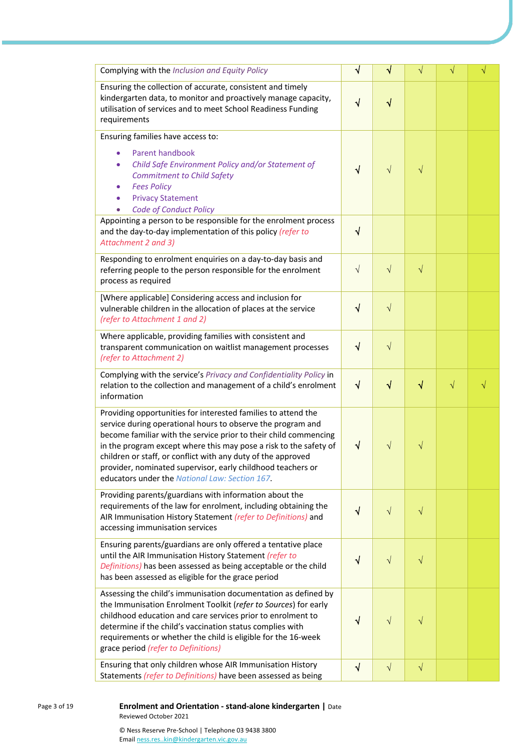| | | | | | |
|---|---|---|---|---|---|
| Complying with the *Inclusion and Equity Policy* | √ | √ | √ | √ | √ |
| Ensuring the collection of accurate, consistent and timely kindergarten data, to monitor and proactively manage capacity, utilisation of services and to meet School Readiness Funding requirements | √ | √ | | | |
| Ensuring families have access to:<br>• Parent handbook<br>• *Child Safe Environment Policy and/or Statement of Commitment to Child Safety*<br>• *Fees Policy*<br>• Privacy Statement<br>• *Code of Conduct Policy* | √ | √ | √ | | |
| Appointing a person to be responsible for the enrolment process and the day-to-day implementation of this policy *(refer to Attachment 2 and 3)* | √ | | | | |
| Responding to enrolment enquiries on a day-to-day basis and referring people to the person responsible for the enrolment process as required | √ | √ | √ | | |
| [Where applicable] Considering access and inclusion for vulnerable children in the allocation of places at the service *(refer to Attachment 1 and 2)* | √ | √ | | | |
| Where applicable, providing families with consistent and transparent communication on waitlist management processes *(refer to Attachment 2)* | √ | √ | | | |
| Complying with the service's *Privacy and Confidentiality Policy* in relation to the collection and management of a child's enrolment information | √ | √ | √ | √ | √ |
| Providing opportunities for interested families to attend the service during operational hours to observe the program and become familiar with the service prior to their child commencing in the program except where this may pose a risk to the safety of children or staff, or conflict with any duty of the approved provider, nominated supervisor, early childhood teachers or educators under the *National Law: Section 167*. | √ | √ | √ | | |
| Providing parents/guardians with information about the requirements of the law for enrolment, including obtaining the AIR Immunisation History Statement *(refer to Definitions)* and accessing immunisation services | √ | √ | √ | | |
| Ensuring parents/guardians are only offered a tentative place until the AIR Immunisation History Statement *(refer to Definitions)* has been assessed as being acceptable or the child has been assessed as eligible for the grace period | √ | √ | √ | | |
| Assessing the child's immunisation documentation as defined by the Immunisation Enrolment Toolkit (*refer to Sources*) for early childhood education and care services prior to enrolment to determine if the child's vaccination status complies with requirements or whether the child is eligible for the 16-week grace period *(refer to Definitions)* | √ | √ | √ | | |
| Ensuring that only children whose AIR Immunisation History Statements *(refer to Definitions)* have been assessed as being | √ | √ | √ | | |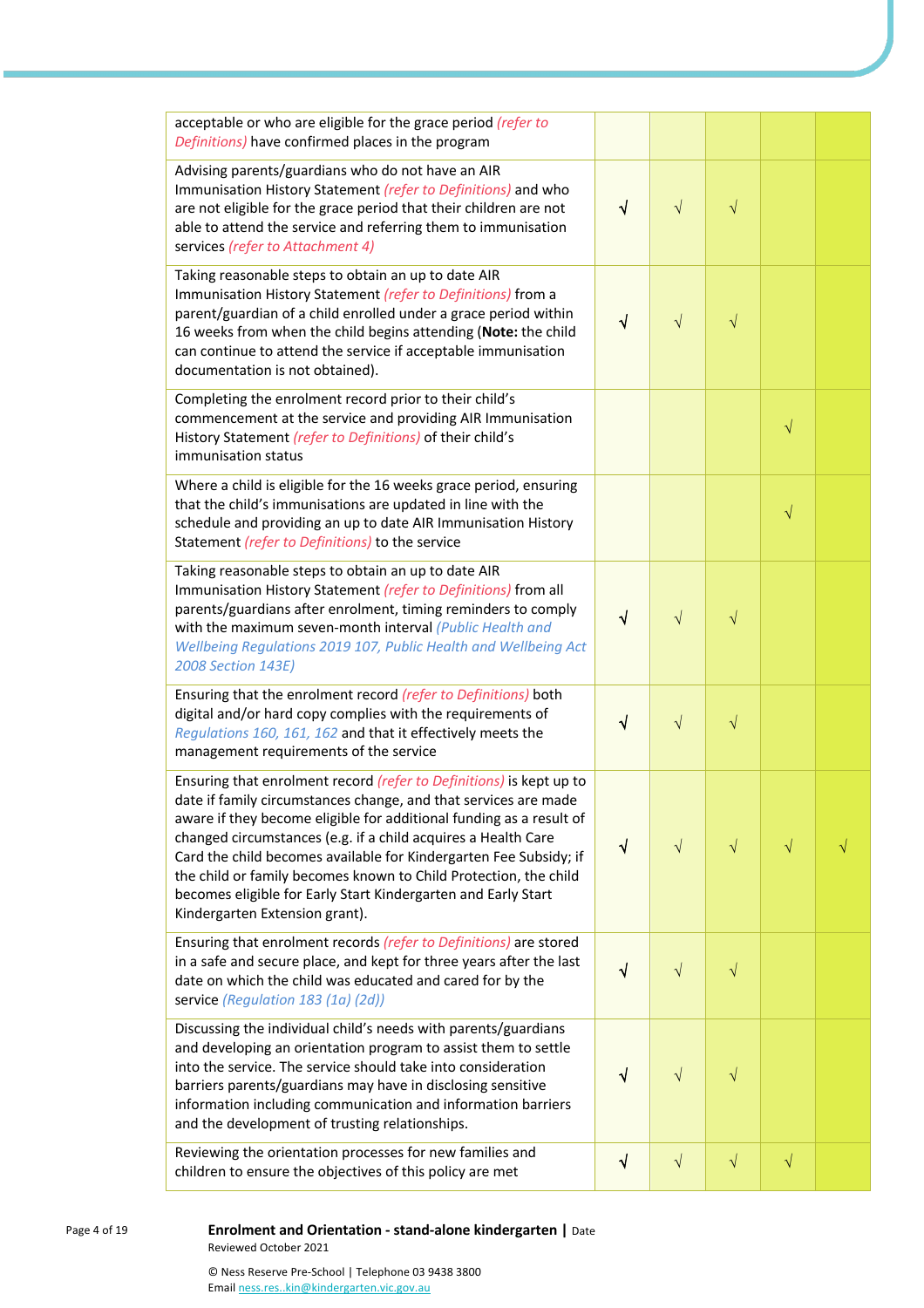| | | | | | |
|---|---|---|---|---|---|
| acceptable or who are eligible for the grace period *(refer to Definitions)* have confirmed places in the program | | | | | |
| Advising parents/guardians who do not have an AIR Immunisation History Statement *(refer to Definitions)* and who are not eligible for the grace period that their children are not able to attend the service and referring them to immunisation services *(refer to Attachment 4)* | √ | √ | √ | | |
| Taking reasonable steps to obtain an up to date AIR Immunisation History Statement *(refer to Definitions)* from a parent/guardian of a child enrolled under a grace period within 16 weeks from when the child begins attending (**Note:** the child can continue to attend the service if acceptable immunisation documentation is not obtained). | √ | √ | √ | | |
| Completing the enrolment record prior to their child's commencement at the service and providing AIR Immunisation History Statement *(refer to Definitions)* of their child's immunisation status | | | | √ | |
| Where a child is eligible for the 16 weeks grace period, ensuring that the child's immunisations are updated in line with the schedule and providing an up to date AIR Immunisation History Statement *(refer to Definitions)* to the service | | | | √ | |
| Taking reasonable steps to obtain an up to date AIR Immunisation History Statement *(refer to Definitions)* from all parents/guardians after enrolment, timing reminders to comply with the maximum seven-month interval *(Public Health and Wellbeing Regulations 2019 107, Public Health and Wellbeing Act 2008 Section 143E)* | √ | √ | √ | | |
| Ensuring that the enrolment record *(refer to Definitions)* both digital and/or hard copy complies with the requirements of *Regulations 160, 161, 162* and that it effectively meets the management requirements of the service | √ | √ | √ | | |
| Ensuring that enrolment record *(refer to Definitions)* is kept up to date if family circumstances change, and that services are made aware if they become eligible for additional funding as a result of changed circumstances (e.g. if a child acquires a Health Care Card the child becomes available for Kindergarten Fee Subsidy; if the child or family becomes known to Child Protection, the child becomes eligible for Early Start Kindergarten and Early Start Kindergarten Extension grant). | √ | √ | √ | √ | √ |
| Ensuring that enrolment records *(refer to Definitions)* are stored in a safe and secure place, and kept for three years after the last date on which the child was educated and cared for by the service *(Regulation 183 (1a) (2d))* | √ | √ | √ | | |
| Discussing the individual child's needs with parents/guardians and developing an orientation program to assist them to settle into the service. The service should take into consideration barriers parents/guardians may have in disclosing sensitive information including communication and information barriers and the development of trusting relationships. | √ | √ | √ | | |
| Reviewing the orientation processes for new families and children to ensure the objectives of this policy are met | √ | √ | √ | √ | |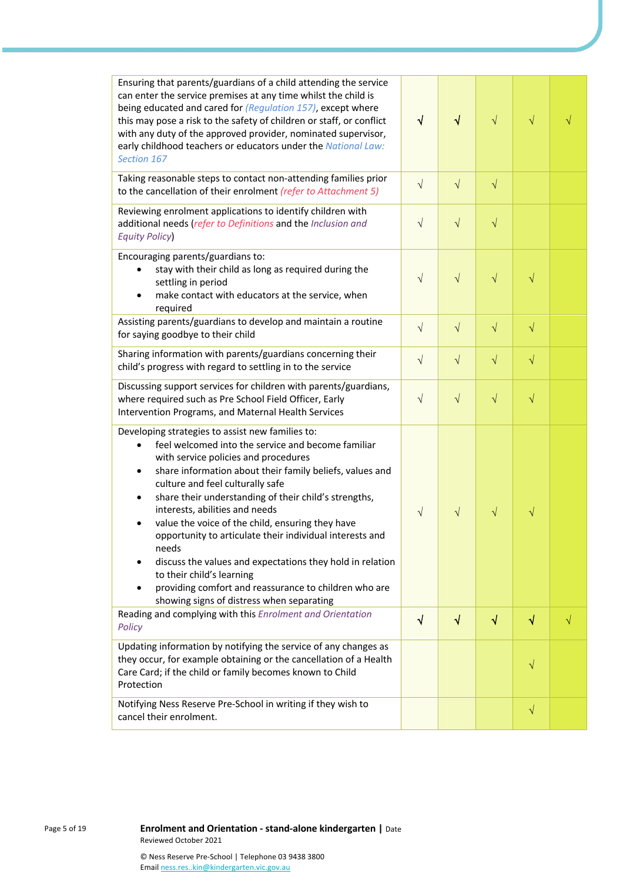| | | | | | |
|---|---|---|---|---|---|
| Ensuring that parents/guardians of a child attending the service can enter the service premises at any time whilst the child is being educated and cared for *(Regulation 157)*, except where this may pose a risk to the safety of children or staff, or conflict with any duty of the approved provider, nominated supervisor, early childhood teachers or educators under the *National Law: Section 167* | √ | √ | √ | √ | √ |
| Taking reasonable steps to contact non-attending families prior to the cancellation of their enrolment *(refer to Attachment 5)* | √ | √ | √ | | |
| Reviewing enrolment applications to identify children with additional needs (*refer to Definitions* and the *Inclusion and Equity Policy*) | √ | √ | √ | | |
| Encouraging parents/guardians to:<br>• stay with their child as long as required during the settling in period<br>• make contact with educators at the service, when required | √ | √ | √ | √ | |
| Assisting parents/guardians to develop and maintain a routine for saying goodbye to their child | √ | √ | √ | √ | |
| Sharing information with parents/guardians concerning their child's progress with regard to settling in to the service | √ | √ | √ | √ | |
| Discussing support services for children with parents/guardians, where required such as Pre School Field Officer, Early Intervention Programs, and Maternal Health Services | √ | √ | √ | √ | |
| Developing strategies to assist new families to:<br>• feel welcomed into the service and become familiar with service policies and procedures<br>• share information about their family beliefs, values and culture and feel culturally safe<br>• share their understanding of their child's strengths, interests, abilities and needs<br>• value the voice of the child, ensuring they have opportunity to articulate their individual interests and needs<br>• discuss the values and expectations they hold in relation to their child's learning<br>• providing comfort and reassurance to children who are showing signs of distress when separating | √ | √ | √ | √ | |
| Reading and complying with this *Enrolment and Orientation Policy* | √ | √ | √ | √ | √ |
| Updating information by notifying the service of any changes as they occur, for example obtaining or the cancellation of a Health Care Card; if the child or family becomes known to Child Protection | | | | √ | |
| Notifying Ness Reserve Pre-School in writing if they wish to cancel their enrolment. | | | | √ | |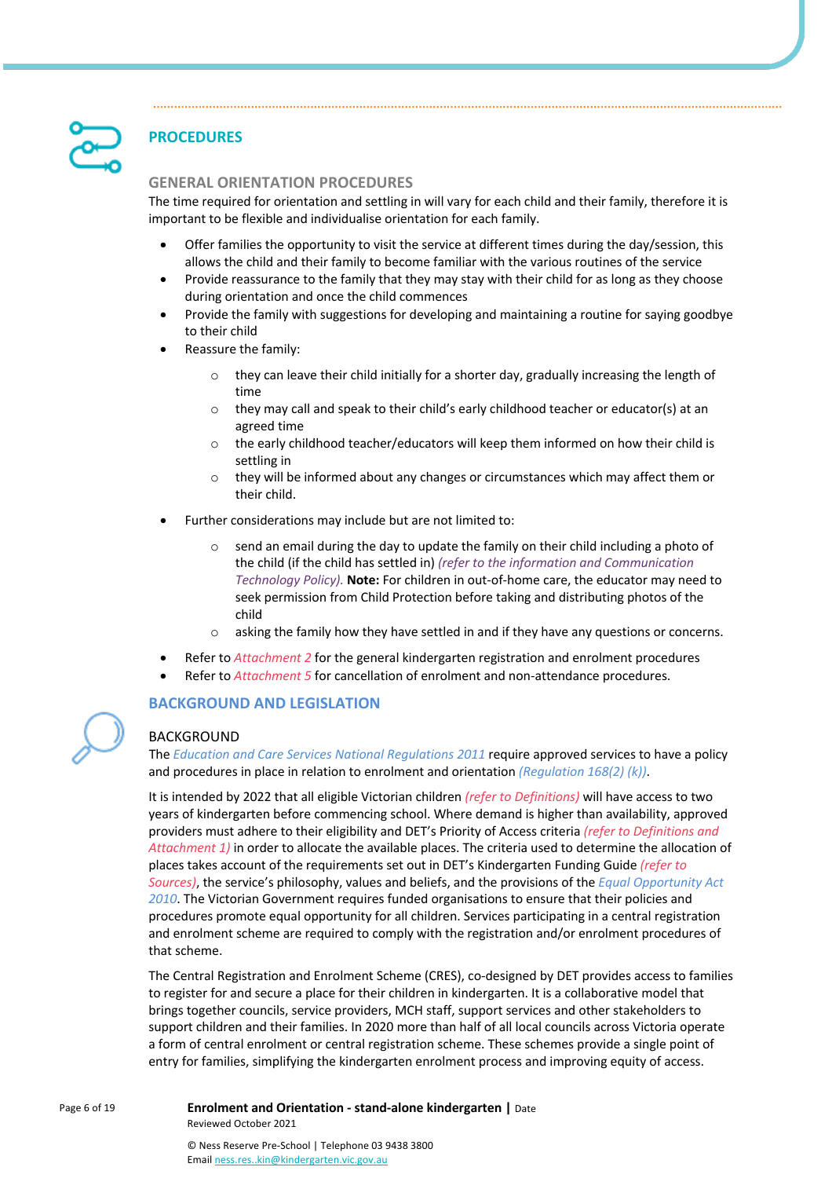## PROCEDURES

### GENERAL ORIENTATION PROCEDURES

The time required for orientation and settling in will vary for each child and their family, therefore it is important to be flexible and individualise orientation for each family.

- Offer families the opportunity to visit the service at different times during the day/session, this allows the child and their family to become familiar with the various routines of the service
- Provide reassurance to the family that they may stay with their child for as long as they choose during orientation and once the child commences
- Provide the family with suggestions for developing and maintaining a routine for saying goodbye to their child
- Reassure the family:
  - they can leave their child initially for a shorter day, gradually increasing the length of time
  - they may call and speak to their child's early childhood teacher or educator(s) at an agreed time
  - the early childhood teacher/educators will keep them informed on how their child is settling in
  - they will be informed about any changes or circumstances which may affect them or their child.
- Further considerations may include but are not limited to:
  - send an email during the day to update the family on their child including a photo of the child (if the child has settled in) *(refer to the information and Communication Technology Policy).* **Note:** For children in out-of-home care, the educator may need to seek permission from Child Protection before taking and distributing photos of the child
  - asking the family how they have settled in and if they have any questions or concerns.
- Refer to *Attachment 2* for the general kindergarten registration and enrolment procedures
- Refer to *Attachment 5* for cancellation of enrolment and non-attendance procedures.

## BACKGROUND AND LEGISLATION

### BACKGROUND

The *Education and Care Services National Regulations 2011* require approved services to have a policy and procedures in place in relation to enrolment and orientation *(Regulation 168(2) (k))*.

It is intended by 2022 that all eligible Victorian children *(refer to Definitions)* will have access to two years of kindergarten before commencing school. Where demand is higher than availability, approved providers must adhere to their eligibility and DET's Priority of Access criteria *(refer to Definitions and Attachment 1)* in order to allocate the available places. The criteria used to determine the allocation of places takes account of the requirements set out in DET's Kindergarten Funding Guide *(refer to Sources)*, the service's philosophy, values and beliefs, and the provisions of the *Equal Opportunity Act 2010*. The Victorian Government requires funded organisations to ensure that their policies and procedures promote equal opportunity for all children. Services participating in a central registration and enrolment scheme are required to comply with the registration and/or enrolment procedures of that scheme.

The Central Registration and Enrolment Scheme (CRES), co-designed by DET provides access to families to register for and secure a place for their children in kindergarten. It is a collaborative model that brings together councils, service providers, MCH staff, support services and other stakeholders to support children and their families. In 2020 more than half of all local councils across Victoria operate a form of central enrolment or central registration scheme. These schemes provide a single point of entry for families, simplifying the kindergarten enrolment process and improving equity of access.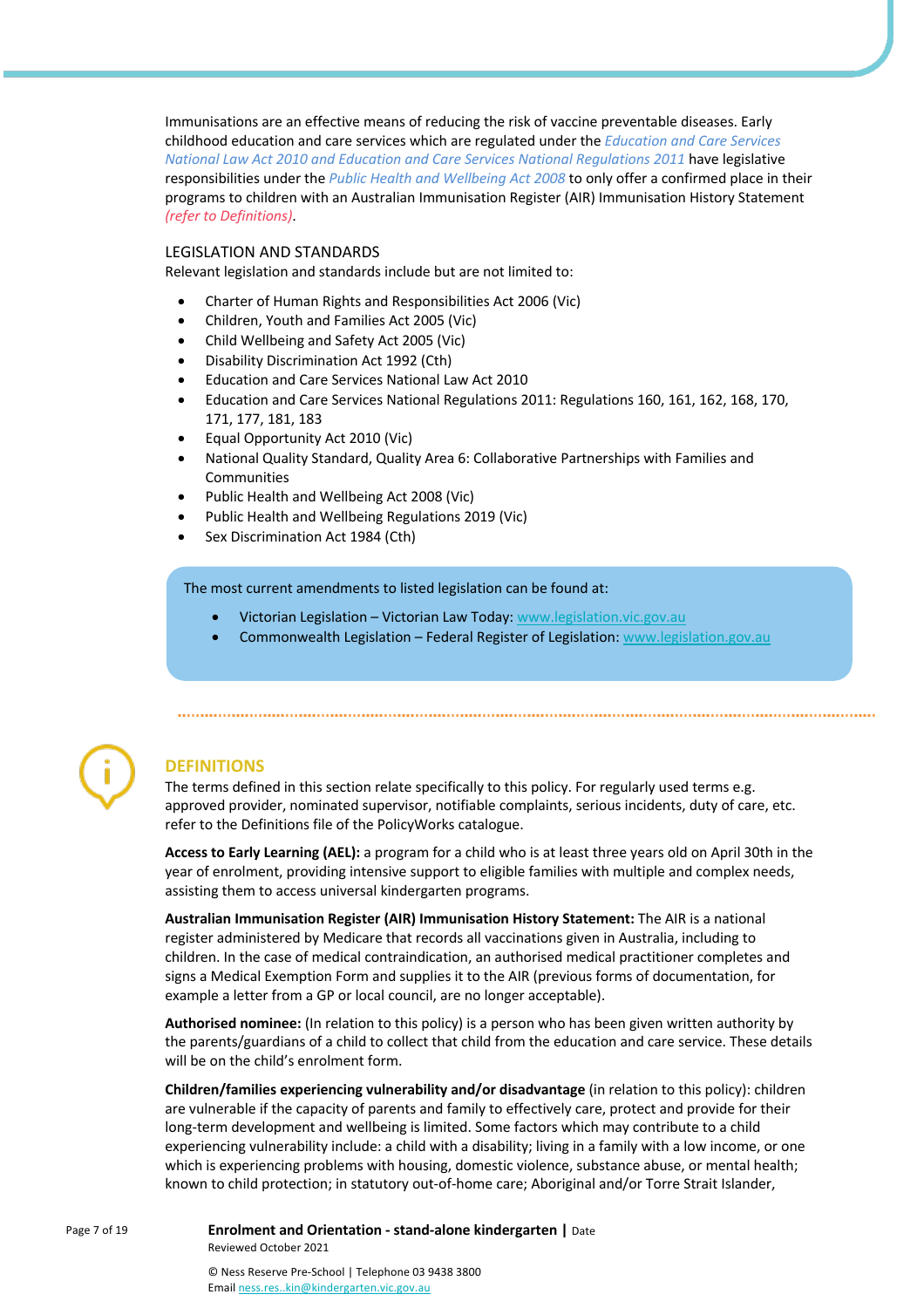Immunisations are an effective means of reducing the risk of vaccine preventable diseases. Early childhood education and care services which are regulated under the *Education and Care Services National Law Act 2010 and Education and Care Services National Regulations 2011* have legislative responsibilities under the *Public Health and Wellbeing Act 2008* to only offer a confirmed place in their programs to children with an Australian Immunisation Register (AIR) Immunisation History Statement *(refer to Definitions)*.

LEGISLATION AND STANDARDS

Relevant legislation and standards include but are not limited to:

- Charter of Human Rights and Responsibilities Act 2006 (Vic)
- Children, Youth and Families Act 2005 (Vic)
- Child Wellbeing and Safety Act 2005 (Vic)
- Disability Discrimination Act 1992 (Cth)
- Education and Care Services National Law Act 2010
- Education and Care Services National Regulations 2011: Regulations 160, 161, 162, 168, 170, 171, 177, 181, 183
- Equal Opportunity Act 2010 (Vic)
- National Quality Standard, Quality Area 6: Collaborative Partnerships with Families and Communities
- Public Health and Wellbeing Act 2008 (Vic)
- Public Health and Wellbeing Regulations 2019 (Vic)
- Sex Discrimination Act 1984 (Cth)

The most current amendments to listed legislation can be found at:

- Victorian Legislation – Victorian Law Today: www.legislation.vic.gov.au
- Commonwealth Legislation – Federal Register of Legislation: www.legislation.gov.au

## DEFINITIONS

The terms defined in this section relate specifically to this policy. For regularly used terms e.g. approved provider, nominated supervisor, notifiable complaints, serious incidents, duty of care, etc. refer to the Definitions file of the PolicyWorks catalogue.

**Access to Early Learning (AEL):** a program for a child who is at least three years old on April 30th in the year of enrolment, providing intensive support to eligible families with multiple and complex needs, assisting them to access universal kindergarten programs.

**Australian Immunisation Register (AIR) Immunisation History Statement:** The AIR is a national register administered by Medicare that records all vaccinations given in Australia, including to children. In the case of medical contraindication, an authorised medical practitioner completes and signs a Medical Exemption Form and supplies it to the AIR (previous forms of documentation, for example a letter from a GP or local council, are no longer acceptable).

**Authorised nominee:** (In relation to this policy) is a person who has been given written authority by the parents/guardians of a child to collect that child from the education and care service. These details will be on the child's enrolment form.

**Children/families experiencing vulnerability and/or disadvantage** (in relation to this policy): children are vulnerable if the capacity of parents and family to effectively care, protect and provide for their long-term development and wellbeing is limited. Some factors which may contribute to a child experiencing vulnerability include: a child with a disability; living in a family with a low income, or one which is experiencing problems with housing, domestic violence, substance abuse, or mental health; known to child protection; in statutory out-of-home care; Aboriginal and/or Torre Strait Islander,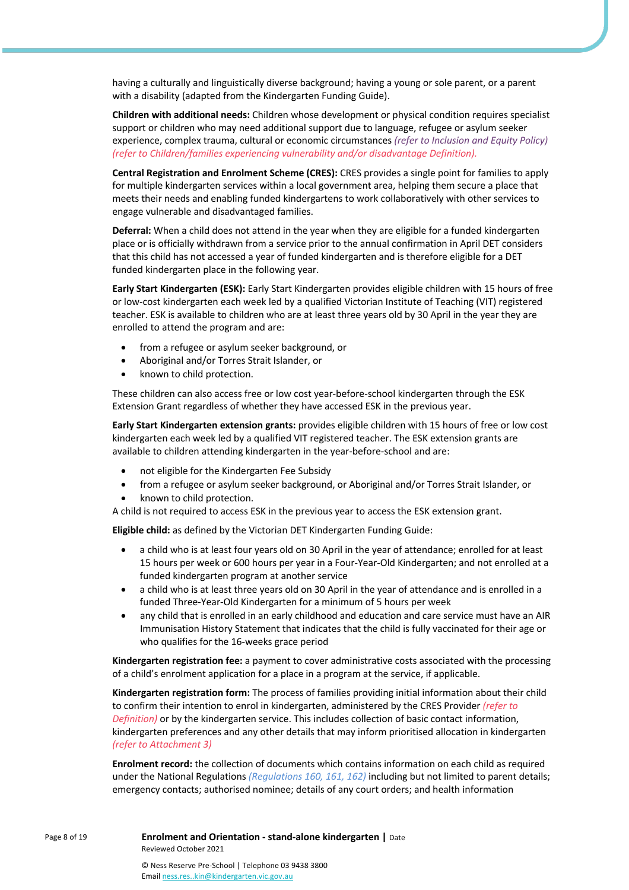having a culturally and linguistically diverse background; having a young or sole parent, or a parent with a disability (adapted from the Kindergarten Funding Guide).

**Children with additional needs:** Children whose development or physical condition requires specialist support or children who may need additional support due to language, refugee or asylum seeker experience, complex trauma, cultural or economic circumstances *(refer to Inclusion and Equity Policy) (refer to Children/families experiencing vulnerability and/or disadvantage Definition).*

**Central Registration and Enrolment Scheme (CRES):** CRES provides a single point for families to apply for multiple kindergarten services within a local government area, helping them secure a place that meets their needs and enabling funded kindergartens to work collaboratively with other services to engage vulnerable and disadvantaged families.

**Deferral:** When a child does not attend in the year when they are eligible for a funded kindergarten place or is officially withdrawn from a service prior to the annual confirmation in April DET considers that this child has not accessed a year of funded kindergarten and is therefore eligible for a DET funded kindergarten place in the following year.

**Early Start Kindergarten (ESK):** Early Start Kindergarten provides eligible children with 15 hours of free or low-cost kindergarten each week led by a qualified Victorian Institute of Teaching (VIT) registered teacher. ESK is available to children who are at least three years old by 30 April in the year they are enrolled to attend the program and are:

- from a refugee or asylum seeker background, or
- Aboriginal and/or Torres Strait Islander, or
- known to child protection.

These children can also access free or low cost year-before-school kindergarten through the ESK Extension Grant regardless of whether they have accessed ESK in the previous year.

**Early Start Kindergarten extension grants:** provides eligible children with 15 hours of free or low cost kindergarten each week led by a qualified VIT registered teacher. The ESK extension grants are available to children attending kindergarten in the year-before-school and are:

- not eligible for the Kindergarten Fee Subsidy
- from a refugee or asylum seeker background, or Aboriginal and/or Torres Strait Islander, or
- known to child protection.

A child is not required to access ESK in the previous year to access the ESK extension grant.

**Eligible child:** as defined by the Victorian DET Kindergarten Funding Guide:

- a child who is at least four years old on 30 April in the year of attendance; enrolled for at least 15 hours per week or 600 hours per year in a Four-Year-Old Kindergarten; and not enrolled at a funded kindergarten program at another service
- a child who is at least three years old on 30 April in the year of attendance and is enrolled in a funded Three-Year-Old Kindergarten for a minimum of 5 hours per week
- any child that is enrolled in an early childhood and education and care service must have an AIR Immunisation History Statement that indicates that the child is fully vaccinated for their age or who qualifies for the 16-weeks grace period

**Kindergarten registration fee:** a payment to cover administrative costs associated with the processing of a child's enrolment application for a place in a program at the service, if applicable.

**Kindergarten registration form:** The process of families providing initial information about their child to confirm their intention to enrol in kindergarten, administered by the CRES Provider *(refer to Definition)* or by the kindergarten service. This includes collection of basic contact information, kindergarten preferences and any other details that may inform prioritised allocation in kindergarten *(refer to Attachment 3)*

**Enrolment record:** the collection of documents which contains information on each child as required under the National Regulations *(Regulations 160, 161, 162)* including but not limited to parent details; emergency contacts; authorised nominee; details of any court orders; and health information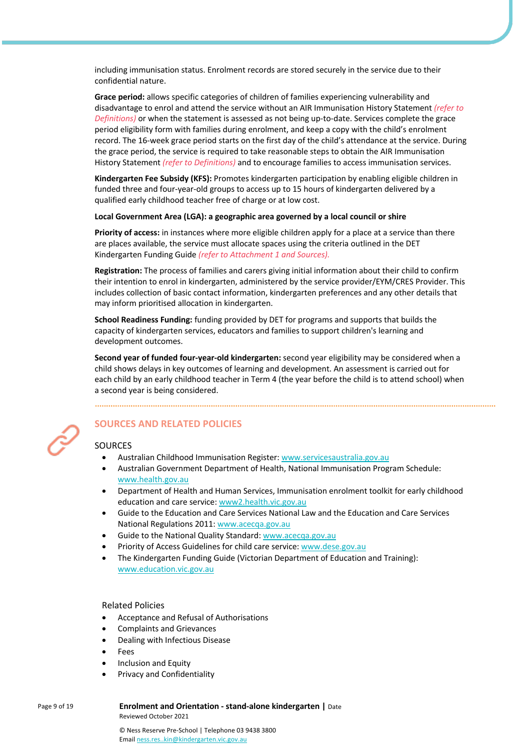including immunisation status. Enrolment records are stored securely in the service due to their confidential nature.

**Grace period:** allows specific categories of children of families experiencing vulnerability and disadvantage to enrol and attend the service without an AIR Immunisation History Statement *(refer to Definitions)* or when the statement is assessed as not being up-to-date. Services complete the grace period eligibility form with families during enrolment, and keep a copy with the child's enrolment record. The 16-week grace period starts on the first day of the child's attendance at the service. During the grace period, the service is required to take reasonable steps to obtain the AIR Immunisation History Statement *(refer to Definitions)* and to encourage families to access immunisation services.

**Kindergarten Fee Subsidy (KFS):** Promotes kindergarten participation by enabling eligible children in funded three and four-year-old groups to access up to 15 hours of kindergarten delivered by a qualified early childhood teacher free of charge or at low cost.

**Local Government Area (LGA): a geographic area governed by a local council or shire**

**Priority of access:** in instances where more eligible children apply for a place at a service than there are places available, the service must allocate spaces using the criteria outlined in the DET Kindergarten Funding Guide *(refer to Attachment 1 and Sources).*

**Registration:** The process of families and carers giving initial information about their child to confirm their intention to enrol in kindergarten, administered by the service provider/EYM/CRES Provider. This includes collection of basic contact information, kindergarten preferences and any other details that may inform prioritised allocation in kindergarten.

**School Readiness Funding:** funding provided by DET for programs and supports that builds the capacity of kindergarten services, educators and families to support children's learning and development outcomes.

**Second year of funded four-year-old kindergarten:** second year eligibility may be considered when a child shows delays in key outcomes of learning and development. An assessment is carried out for each child by an early childhood teacher in Term 4 (the year before the child is to attend school) when a second year is being considered.

## SOURCES AND RELATED POLICIES

### SOURCES

- Australian Childhood Immunisation Register: www.servicesaustralia.gov.au
- Australian Government Department of Health, National Immunisation Program Schedule: www.health.gov.au
- Department of Health and Human Services, Immunisation enrolment toolkit for early childhood education and care service: www2.health.vic.gov.au
- Guide to the Education and Care Services National Law and the Education and Care Services National Regulations 2011: www.acecqa.gov.au
- Guide to the National Quality Standard: www.acecqa.gov.au
- Priority of Access Guidelines for child care service: www.dese.gov.au
- The Kindergarten Funding Guide (Victorian Department of Education and Training): www.education.vic.gov.au

### Related Policies

- Acceptance and Refusal of Authorisations
- Complaints and Grievances
- Dealing with Infectious Disease
- Fees
- Inclusion and Equity
- Privacy and Confidentiality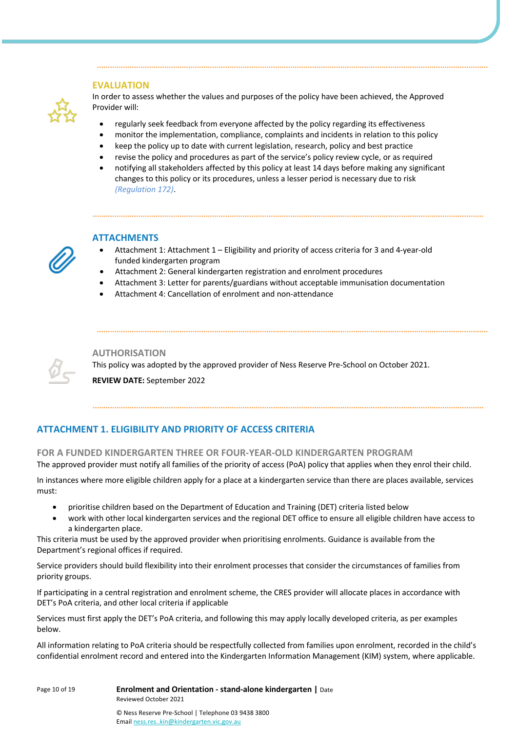## EVALUATION

In order to assess whether the values and purposes of the policy have been achieved, the Approved Provider will:

- regularly seek feedback from everyone affected by the policy regarding its effectiveness
- monitor the implementation, compliance, complaints and incidents in relation to this policy
- keep the policy up to date with current legislation, research, policy and best practice
- revise the policy and procedures as part of the service's policy review cycle, or as required
- notifying all stakeholders affected by this policy at least 14 days before making any significant changes to this policy or its procedures, unless a lesser period is necessary due to risk *(Regulation 172)*.

## ATTACHMENTS

- Attachment 1: Attachment 1 – Eligibility and priority of access criteria for 3 and 4-year-old funded kindergarten program
- Attachment 2: General kindergarten registration and enrolment procedures
- Attachment 3: Letter for parents/guardians without acceptable immunisation documentation
- Attachment 4: Cancellation of enrolment and non-attendance

## AUTHORISATION

This policy was adopted by the approved provider of Ness Reserve Pre-School on October 2021.

**REVIEW DATE:** September 2022

## ATTACHMENT 1. ELIGIBILITY AND PRIORITY OF ACCESS CRITERIA

### FOR A FUNDED KINDERGARTEN THREE OR FOUR-YEAR-OLD KINDERGARTEN PROGRAM

The approved provider must notify all families of the priority of access (PoA) policy that applies when they enrol their child.

In instances where more eligible children apply for a place at a kindergarten service than there are places available, services must:

- prioritise children based on the Department of Education and Training (DET) criteria listed below
- work with other local kindergarten services and the regional DET office to ensure all eligible children have access to a kindergarten place.

This criteria must be used by the approved provider when prioritising enrolments. Guidance is available from the Department's regional offices if required.

Service providers should build flexibility into their enrolment processes that consider the circumstances of families from priority groups.

If participating in a central registration and enrolment scheme, the CRES provider will allocate places in accordance with DET's PoA criteria, and other local criteria if applicable

Services must first apply the DET's PoA criteria, and following this may apply locally developed criteria, as per examples below.

All information relating to PoA criteria should be respectfully collected from families upon enrolment, recorded in the child's confidential enrolment record and entered into the Kindergarten Information Management (KIM) system, where applicable.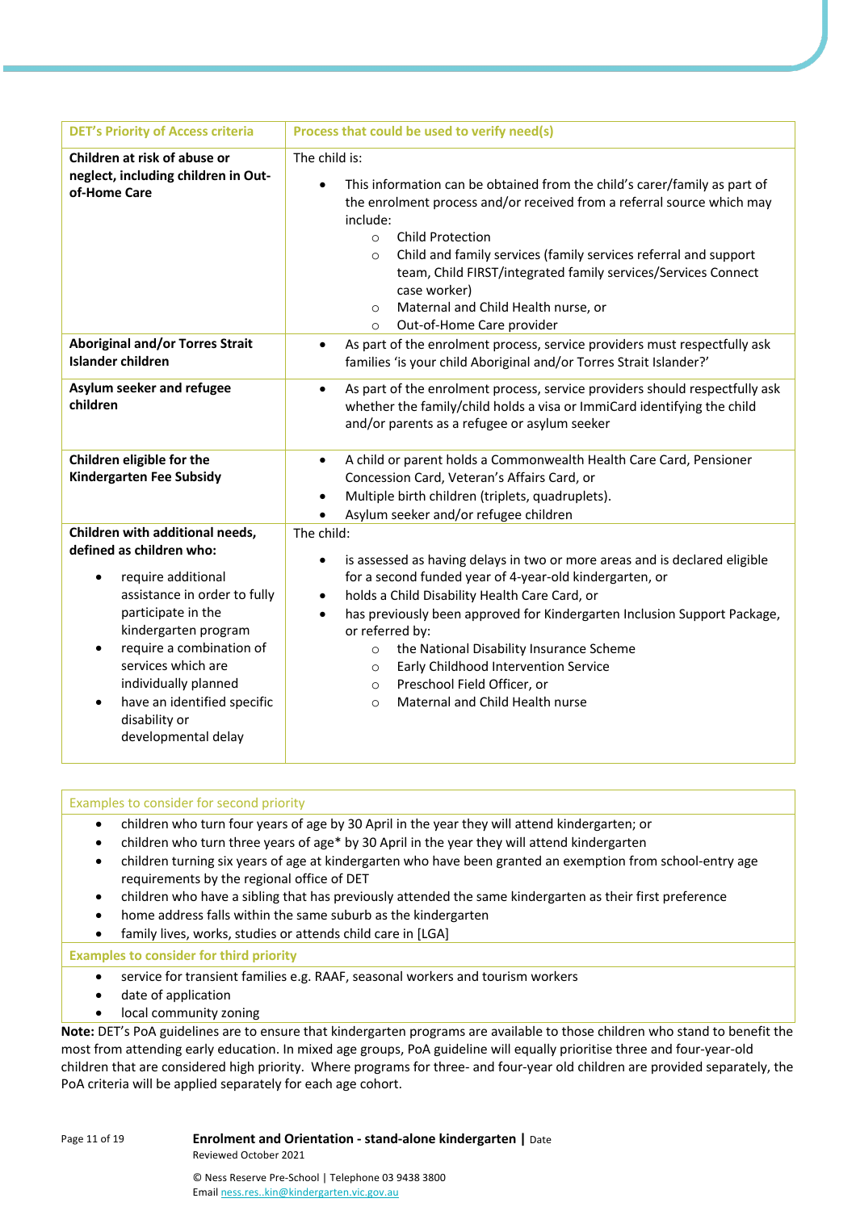| DET's Priority of Access criteria | Process that could be used to verify need(s) |
|---|---|
| **Children at risk of abuse or neglect, including children in Out-of-Home Care** | The child is:<br>• This information can be obtained from the child's carer/family as part of the enrolment process and/or received from a referral source which may include:<br>  ○ Child Protection<br>  ○ Child and family services (family services referral and support team, Child FIRST/integrated family services/Services Connect case worker)<br>  ○ Maternal and Child Health nurse, or<br>  ○ Out-of-Home Care provider |
| **Aboriginal and/or Torres Strait Islander children** | • As part of the enrolment process, service providers must respectfully ask families 'is your child Aboriginal and/or Torres Strait Islander?' |
| **Asylum seeker and refugee children** | • As part of the enrolment process, service providers should respectfully ask whether the family/child holds a visa or ImmiCard identifying the child and/or parents as a refugee or asylum seeker |
| **Children eligible for the Kindergarten Fee Subsidy** | • A child or parent holds a Commonwealth Health Care Card, Pensioner Concession Card, Veteran's Affairs Card, or<br>• Multiple birth children (triplets, quadruplets).<br>• Asylum seeker and/or refugee children |
| **Children with additional needs, defined as children who:**<br>• require additional assistance in order to fully participate in the kindergarten program<br>• require a combination of services which are individually planned<br>• have an identified specific disability or developmental delay | The child:<br>• is assessed as having delays in two or more areas and is declared eligible for a second funded year of 4-year-old kindergarten, or<br>• holds a Child Disability Health Care Card, or<br>• has previously been approved for Kindergarten Inclusion Support Package, or referred by:<br>  ○ the National Disability Insurance Scheme<br>  ○ Early Childhood Intervention Service<br>  ○ Preschool Field Officer, or<br>  ○ Maternal and Child Health nurse |

| Examples to consider for second priority |
|---|
| • children who turn four years of age by 30 April in the year they will attend kindergarten; or<br>• children who turn three years of age* by 30 April in the year they will attend kindergarten<br>• children turning six years of age at kindergarten who have been granted an exemption from school-entry age requirements by the regional office of DET<br>• children who have a sibling that has previously attended the same kindergarten as their first preference<br>• home address falls within the same suburb as the kindergarten<br>• family lives, works, studies or attends child care in [LGA] |
| **Examples to consider for third priority** |
| • service for transient families e.g. RAAF, seasonal workers and tourism workers<br>• date of application<br>• local community zoning |

**Note:** DET's PoA guidelines are to ensure that kindergarten programs are available to those children who stand to benefit the most from attending early education. In mixed age groups, PoA guideline will equally prioritise three and four-year-old children that are considered high priority. Where programs for three- and four-year old children are provided separately, the PoA criteria will be applied separately for each age cohort.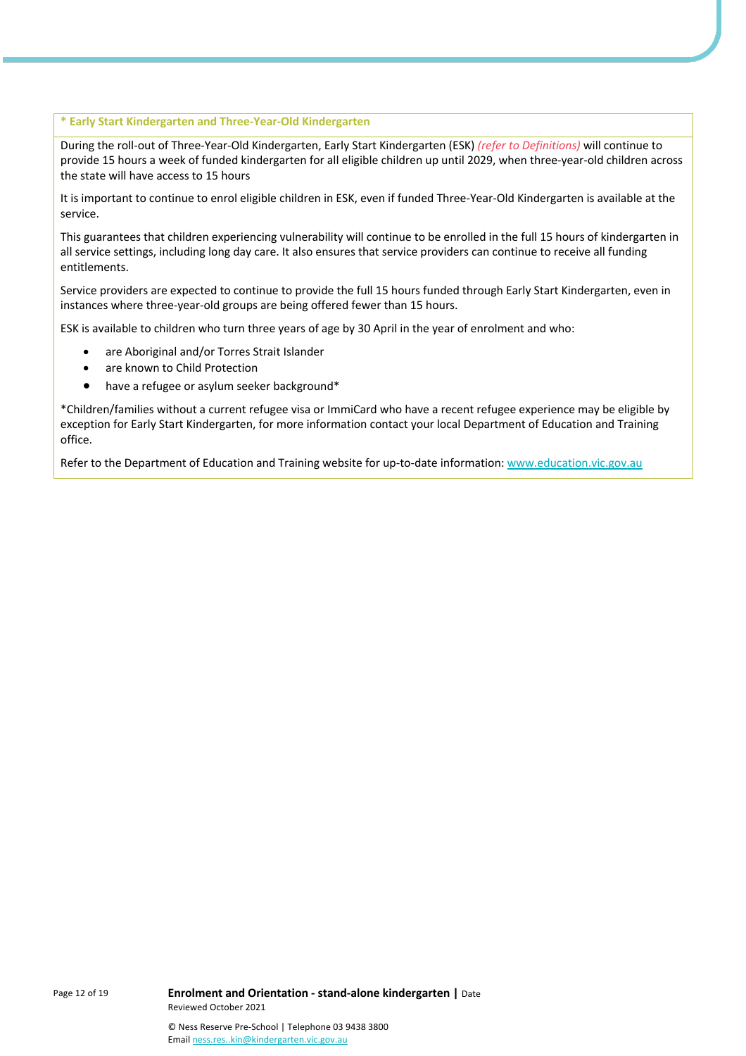**\* Early Start Kindergarten and Three-Year-Old Kindergarten**

During the roll-out of Three-Year-Old Kindergarten, Early Start Kindergarten (ESK) *(refer to Definitions)* will continue to provide 15 hours a week of funded kindergarten for all eligible children up until 2029, when three-year-old children across the state will have access to 15 hours

It is important to continue to enrol eligible children in ESK, even if funded Three-Year-Old Kindergarten is available at the service.

This guarantees that children experiencing vulnerability will continue to be enrolled in the full 15 hours of kindergarten in all service settings, including long day care. It also ensures that service providers can continue to receive all funding entitlements.

Service providers are expected to continue to provide the full 15 hours funded through Early Start Kindergarten, even in instances where three-year-old groups are being offered fewer than 15 hours.

ESK is available to children who turn three years of age by 30 April in the year of enrolment and who:

- are Aboriginal and/or Torres Strait Islander
- are known to Child Protection
- have a refugee or asylum seeker background*

*Children/families without a current refugee visa or ImmiCard who have a recent refugee experience may be eligible by exception for Early Start Kindergarten, for more information contact your local Department of Education and Training office.

Refer to the Department of Education and Training website for up-to-date information: [www.education.vic.gov.au](http://www.education.vic.gov.au)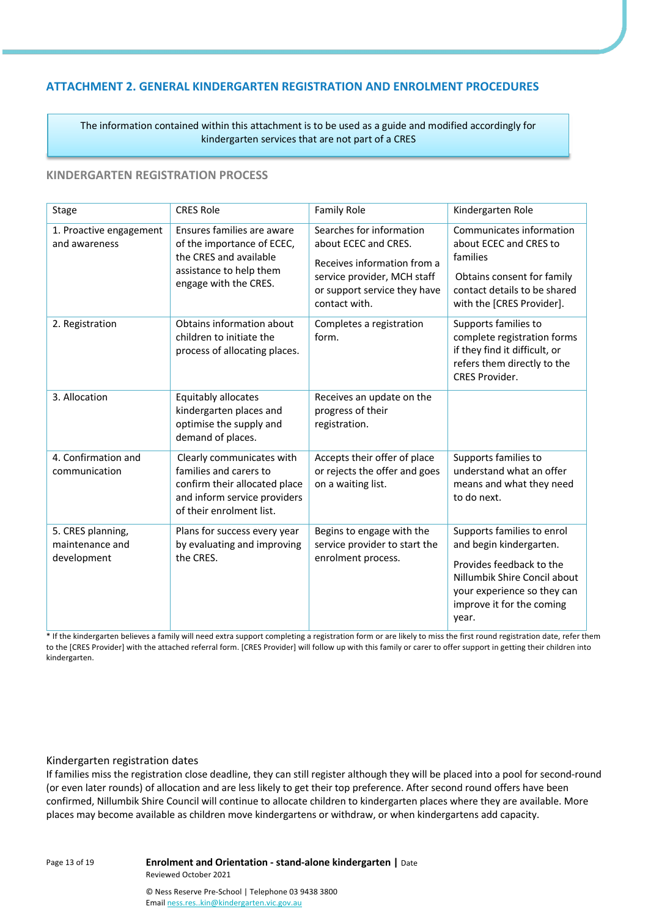## ATTACHMENT 2. GENERAL KINDERGARTEN REGISTRATION AND ENROLMENT PROCEDURES

The information contained within this attachment is to be used as a guide and modified accordingly for kindergarten services that are not part of a CRES

### KINDERGARTEN REGISTRATION PROCESS

| Stage | CRES Role | Family Role | Kindergarten Role |
|---|---|---|---|
| 1. Proactive engagement and awareness | Ensures families are aware of the importance of ECEC, the CRES and available assistance to help them engage with the CRES. | Searches for information about ECEC and CRES.<br><br>Receives information from a service provider, MCH staff or support service they have contact with. | Communicates information about ECEC and CRES to families<br><br>Obtains consent for family contact details to be shared with the [CRES Provider]. |
| 2. Registration | Obtains information about children to initiate the process of allocating places. | Completes a registration form. | Supports families to complete registration forms if they find it difficult, or refers them directly to the CRES Provider. |
| 3. Allocation | Equitably allocates kindergarten places and optimise the supply and demand of places. | Receives an update on the progress of their registration. | |
| 4. Confirmation and communication | Clearly communicates with families and carers to confirm their allocated place and inform service providers of their enrolment list. | Accepts their offer of place or rejects the offer and goes on a waiting list. | Supports families to understand what an offer means and what they need to do next. |
| 5. CRES planning, maintenance and development | Plans for success every year by evaluating and improving the CRES. | Begins to engage with the service provider to start the enrolment process. | Supports families to enrol and begin kindergarten.<br><br>Provides feedback to the Nillumbik Shire Council about your experience so they can improve it for the coming year. |

* If the kindergarten believes a family will need extra support completing a registration form or are likely to miss the first round registration date, refer them to the [CRES Provider] with the attached referral form. [CRES Provider] will follow up with this family or carer to offer support in getting their children into kindergarten.

#### Kindergarten registration dates

If families miss the registration close deadline, they can still register although they will be placed into a pool for second-round (or even later rounds) of allocation and are less likely to get their top preference. After second round offers have been confirmed, Nillumbik Shire Council will continue to allocate children to kindergarten places where they are available. More places may become available as children move kindergartens or withdraw, or when kindergartens add capacity.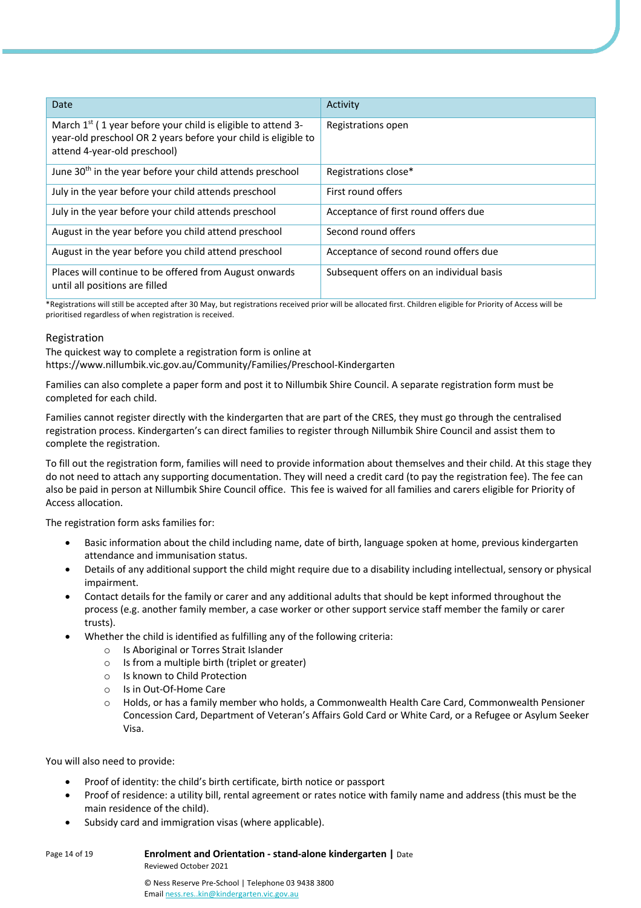| Date | Activity |
| --- | --- |
| March 1st ( 1 year before your child is eligible to attend 3-year-old preschool OR 2 years before your child is eligible to attend 4-year-old preschool) | Registrations open |
| June 30th in the year before your child attends preschool | Registrations close* |
| July in the year before your child attends preschool | First round offers |
| July in the year before your child attends preschool | Acceptance of first round offers due |
| August in the year before you child attend preschool | Second round offers |
| August in the year before you child attend preschool | Acceptance of second round offers due |
| Places will continue to be offered from August onwards until all positions are filled | Subsequent offers on an individual basis |

*Registrations will still be accepted after 30 May, but registrations received prior will be allocated first. Children eligible for Priority of Access will be prioritised regardless of when registration is received.

### Registration

The quickest way to complete a registration form is online at https://www.nillumbik.vic.gov.au/Community/Families/Preschool-Kindergarten

Families can also complete a paper form and post it to Nillumbik Shire Council. A separate registration form must be completed for each child.

Families cannot register directly with the kindergarten that are part of the CRES, they must go through the centralised registration process. Kindergarten's can direct families to register through Nillumbik Shire Council and assist them to complete the registration.

To fill out the registration form, families will need to provide information about themselves and their child. At this stage they do not need to attach any supporting documentation. They will need a credit card (to pay the registration fee). The fee can also be paid in person at Nillumbik Shire Council office. This fee is waived for all families and carers eligible for Priority of Access allocation.

The registration form asks families for:

- Basic information about the child including name, date of birth, language spoken at home, previous kindergarten attendance and immunisation status.
- Details of any additional support the child might require due to a disability including intellectual, sensory or physical impairment.
- Contact details for the family or carer and any additional adults that should be kept informed throughout the process (e.g. another family member, a case worker or other support service staff member the family or carer trusts).
- Whether the child is identified as fulfilling any of the following criteria:
  - Is Aboriginal or Torres Strait Islander
  - Is from a multiple birth (triplet or greater)
  - Is known to Child Protection
  - Is in Out-Of-Home Care
  - Holds, or has a family member who holds, a Commonwealth Health Care Card, Commonwealth Pensioner Concession Card, Department of Veteran's Affairs Gold Card or White Card, or a Refugee or Asylum Seeker Visa.

You will also need to provide:

- Proof of identity: the child's birth certificate, birth notice or passport
- Proof of residence: a utility bill, rental agreement or rates notice with family name and address (this must be the main residence of the child).
- Subsidy card and immigration visas (where applicable).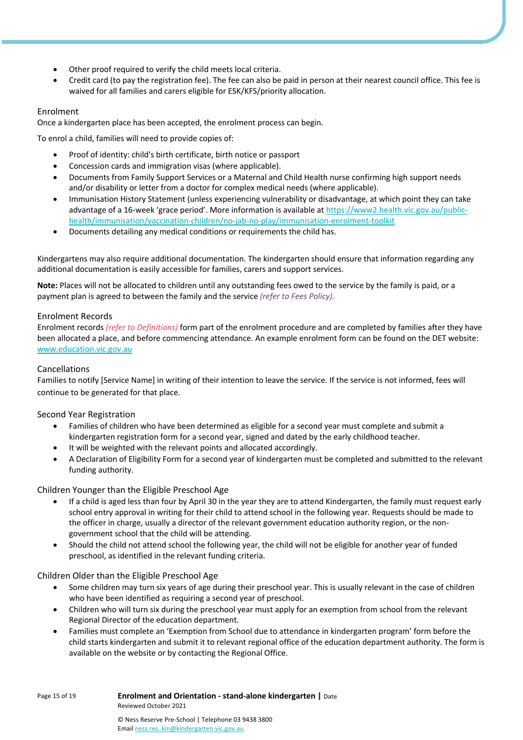- Other proof required to verify the child meets local criteria.
- Credit card (to pay the registration fee). The fee can also be paid in person at their nearest council office. This fee is waived for all families and carers eligible for ESK/KFS/priority allocation.

### Enrolment

Once a kindergarten place has been accepted, the enrolment process can begin.

To enrol a child, families will need to provide copies of:

- Proof of identity: child's birth certificate, birth notice or passport
- Concession cards and immigration visas (where applicable).
- Documents from Family Support Services or a Maternal and Child Health nurse confirming high support needs and/or disability or letter from a doctor for complex medical needs (where applicable).
- Immunisation History Statement (unless experiencing vulnerability or disadvantage, at which point they can take advantage of a 16-week 'grace period'. More information is available at https://www2.health.vic.gov.au/public-health/immunisation/vaccination-children/no-jab-no-play/immunisation-enrolment-toolkit
- Documents detailing any medical conditions or requirements the child has.

Kindergartens may also require additional documentation. The kindergarten should ensure that information regarding any additional documentation is easily accessible for families, carers and support services.

**Note:** Places will not be allocated to children until any outstanding fees owed to the service by the family is paid, or a payment plan is agreed to between the family and the service *(refer to Fees Policy).*

### Enrolment Records

Enrolment records *(refer to Definitions)* form part of the enrolment procedure and are completed by families after they have been allocated a place, and before commencing attendance. An example enrolment form can be found on the DET website: www.education.vic.gov.au

### Cancellations

Families to notify [Service Name] in writing of their intention to leave the service. If the service is not informed, fees will continue to be generated for that place.

### Second Year Registration

- Families of children who have been determined as eligible for a second year must complete and submit a kindergarten registration form for a second year, signed and dated by the early childhood teacher.
- It will be weighted with the relevant points and allocated accordingly.
- A Declaration of Eligibility Form for a second year of kindergarten must be completed and submitted to the relevant funding authority.

### Children Younger than the Eligible Preschool Age

- If a child is aged less than four by April 30 in the year they are to attend Kindergarten, the family must request early school entry approval in writing for their child to attend school in the following year. Requests should be made to the officer in charge, usually a director of the relevant government education authority region, or the non-government school that the child will be attending.
- Should the child not attend school the following year, the child will not be eligible for another year of funded preschool, as identified in the relevant funding criteria.

### Children Older than the Eligible Preschool Age

- Some children may turn six years of age during their preschool year. This is usually relevant in the case of children who have been identified as requiring a second year of preschool.
- Children who will turn six during the preschool year must apply for an exemption from school from the relevant Regional Director of the education department.
- Families must complete an 'Exemption from School due to attendance in kindergarten program' form before the child starts kindergarten and submit it to relevant regional office of the education department authority. The form is available on the website or by contacting the Regional Office.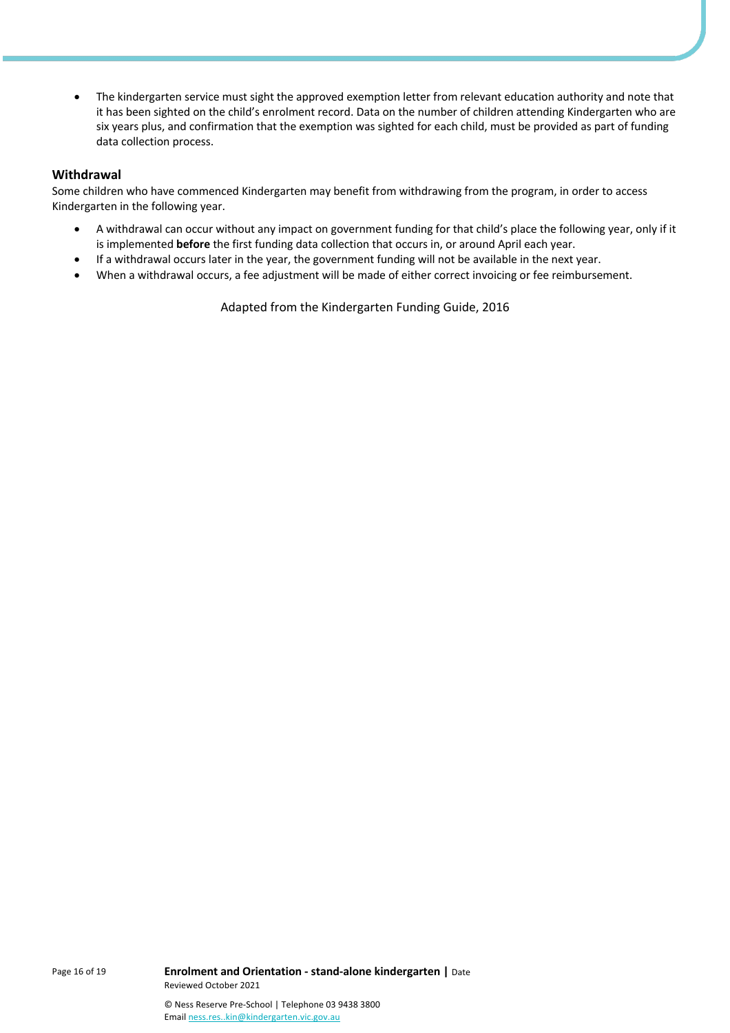- The kindergarten service must sight the approved exemption letter from relevant education authority and note that it has been sighted on the child's enrolment record. Data on the number of children attending Kindergarten who are six years plus, and confirmation that the exemption was sighted for each child, must be provided as part of funding data collection process.

### Withdrawal

Some children who have commenced Kindergarten may benefit from withdrawing from the program, in order to access Kindergarten in the following year.

- A withdrawal can occur without any impact on government funding for that child's place the following year, only if it is implemented **before** the first funding data collection that occurs in, or around April each year.
- If a withdrawal occurs later in the year, the government funding will not be available in the next year.
- When a withdrawal occurs, a fee adjustment will be made of either correct invoicing or fee reimbursement.

Adapted from the Kindergarten Funding Guide, 2016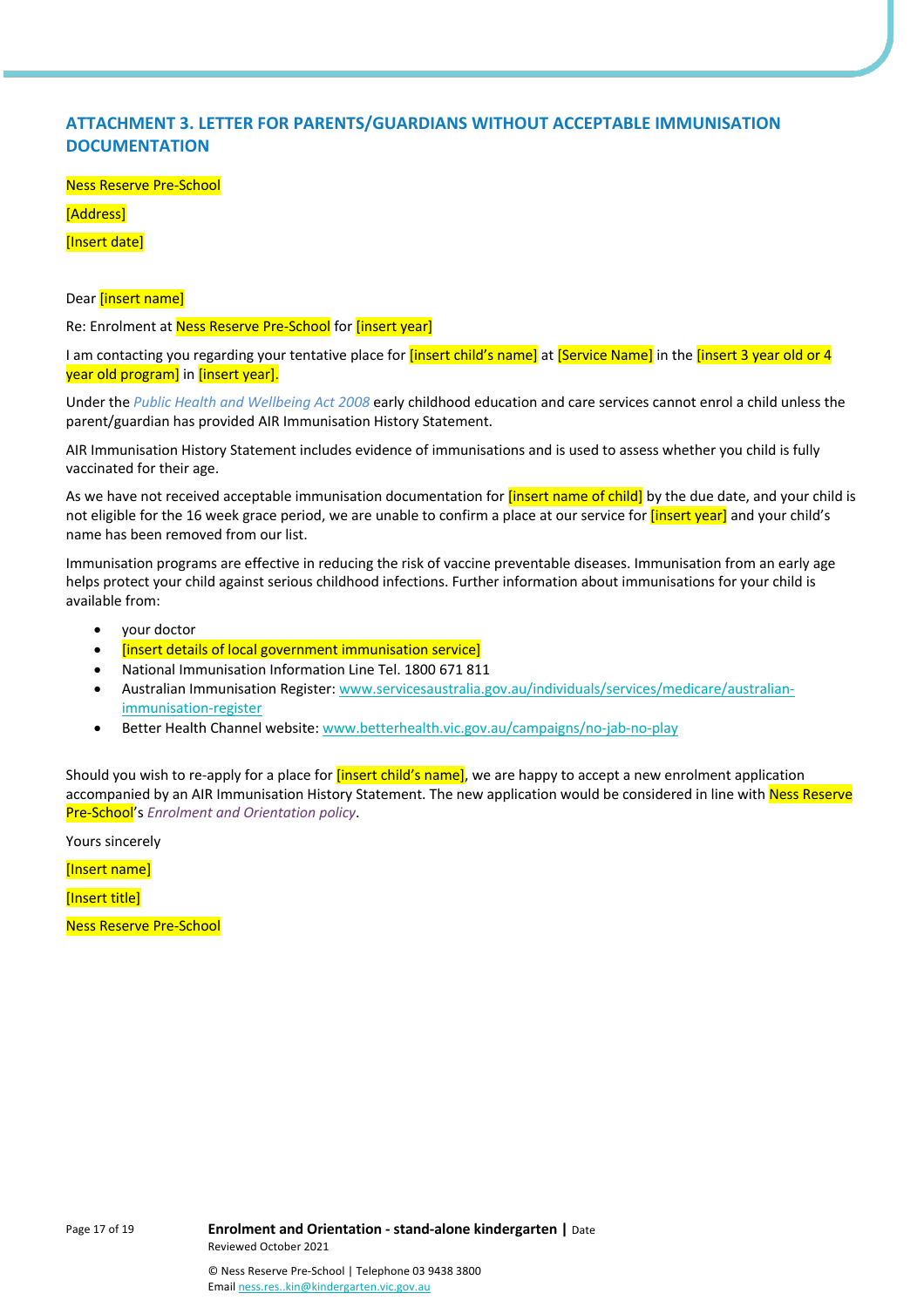## ATTACHMENT 3. LETTER FOR PARENTS/GUARDIANS WITHOUT ACCEPTABLE IMMUNISATION DOCUMENTATION

Ness Reserve Pre-School

[Address]

[Insert date]

Dear [insert name]

Re: Enrolment at Ness Reserve Pre-School for [insert year]

I am contacting you regarding your tentative place for [insert child's name] at [Service Name] in the [insert 3 year old or 4 year old program] in [insert year].

Under the *Public Health and Wellbeing Act 2008* early childhood education and care services cannot enrol a child unless the parent/guardian has provided AIR Immunisation History Statement.

AIR Immunisation History Statement includes evidence of immunisations and is used to assess whether you child is fully vaccinated for their age.

As we have not received acceptable immunisation documentation for [insert name of child] by the due date, and your child is not eligible for the 16 week grace period, we are unable to confirm a place at our service for [insert year] and your child's name has been removed from our list.

Immunisation programs are effective in reducing the risk of vaccine preventable diseases. Immunisation from an early age helps protect your child against serious childhood infections. Further information about immunisations for your child is available from:

- your doctor
- [insert details of local government immunisation service]
- National Immunisation Information Line Tel. 1800 671 811
- Australian Immunisation Register: www.servicesaustralia.gov.au/individuals/services/medicare/australian-immunisation-register
- Better Health Channel website: www.betterhealth.vic.gov.au/campaigns/no-jab-no-play

Should you wish to re-apply for a place for [insert child's name], we are happy to accept a new enrolment application accompanied by an AIR Immunisation History Statement. The new application would be considered in line with Ness Reserve Pre-School's *Enrolment and Orientation policy*.

Yours sincerely

[Insert name]

[Insert title]

Ness Reserve Pre-School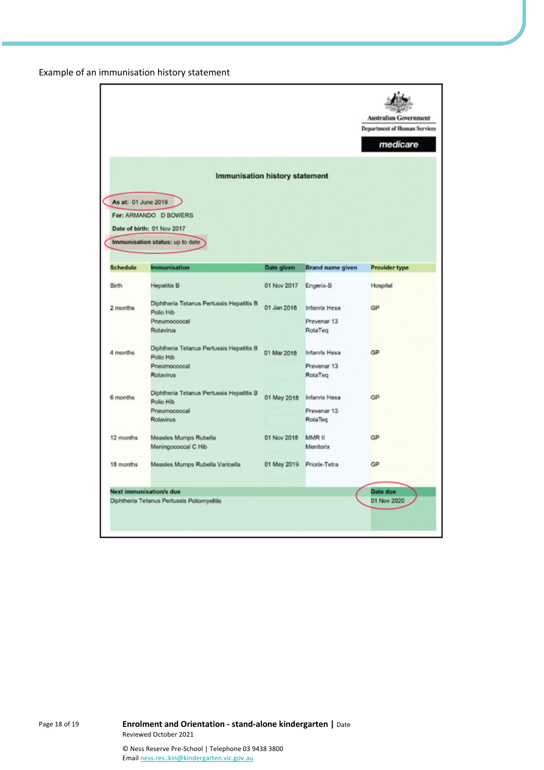Example of an immunisation history statement

Australian Government
Department of Human Services
medicare

## Immunisation history statement

**As at:** 01 June 2019

**For:** ARMANDO D BOWERS

**Date of birth:** 01 Nov 2017

**Immunisation status:** up to date

| Schedule | Immunisation | Date given | Brand name given | Provider type |
|---|---|---|---|---|
| Birth | Hepatitis B | 01 Nov 2017 | Engerix-B | Hospital |
| 2 months | Diphtheria Tetanus Pertussis Hepatitis B Polio Hib<br>Pneumococcal<br>Rotavirus | 01 Jan 2018 | Infanrix Hexa<br>Prevenar 13<br>RotaTeq | GP |
| 4 months | Diphtheria Tetanus Pertussis Hepatitis B Polio Hib<br>Pneumococcal<br>Rotavirus | 01 Mar 2018 | Infanrix Hexa<br>Prevenar 13<br>RotaTeq | GP |
| 6 months | Diphtheria Tetanus Pertussis Hepatitis B Polio Hib<br>Pneumococcal<br>Rotavirus | 01 May 2018 | Infanrix Hexa<br>Prevenar 13<br>RotaTeq | GP |
| 12 months | Measles Mumps Rubella<br>Meningococcal C Hib | 01 Nov 2018 | MMR II<br>Menitorix | GP |
| 18 months | Measles Mumps Rubella Varicella | 01 May 2019 | Priorix-Tetra | GP |

| Next immunisation/s due | Date due |
|---|---|
| Diphtheria Tetanus Pertussis Poliomyelitis | 01 Nov 2020 |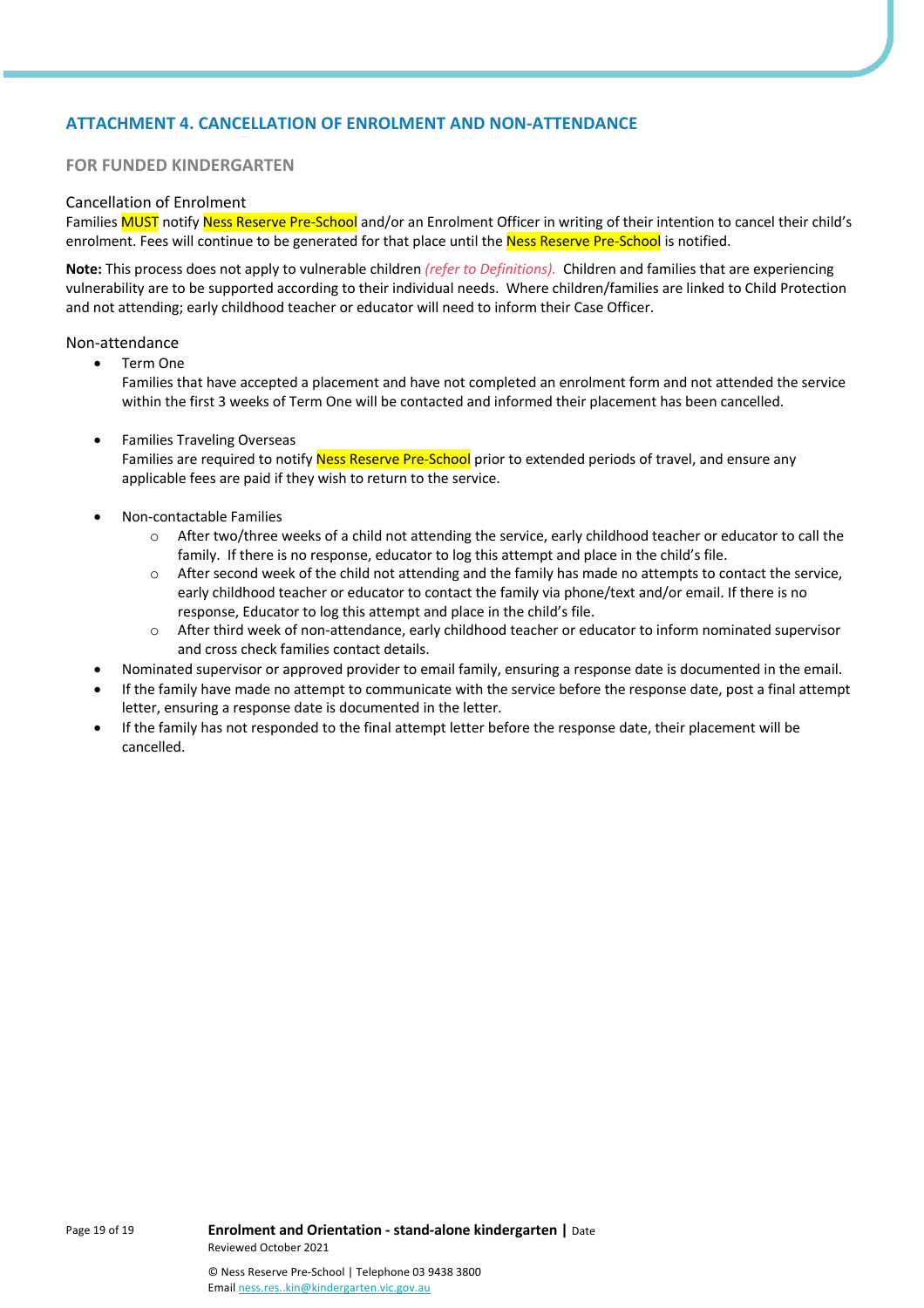## ATTACHMENT 4. CANCELLATION OF ENROLMENT AND NON-ATTENDANCE

### FOR FUNDED KINDERGARTEN

#### Cancellation of Enrolment

Families MUST notify Ness Reserve Pre-School and/or an Enrolment Officer in writing of their intention to cancel their child's enrolment. Fees will continue to be generated for that place until the Ness Reserve Pre-School is notified.

**Note:** This process does not apply to vulnerable children *(refer to Definitions).* Children and families that are experiencing vulnerability are to be supported according to their individual needs. Where children/families are linked to Child Protection and not attending; early childhood teacher or educator will need to inform their Case Officer.

#### Non-attendance

- Term One
  Families that have accepted a placement and have not completed an enrolment form and not attended the service within the first 3 weeks of Term One will be contacted and informed their placement has been cancelled.

- Families Traveling Overseas
  Families are required to notify Ness Reserve Pre-School prior to extended periods of travel, and ensure any applicable fees are paid if they wish to return to the service.

- Non-contactable Families
  - After two/three weeks of a child not attending the service, early childhood teacher or educator to call the family. If there is no response, educator to log this attempt and place in the child's file.
  - After second week of the child not attending and the family has made no attempts to contact the service, early childhood teacher or educator to contact the family via phone/text and/or email. If there is no response, Educator to log this attempt and place in the child's file.
  - After third week of non-attendance, early childhood teacher or educator to inform nominated supervisor and cross check families contact details.
- Nominated supervisor or approved provider to email family, ensuring a response date is documented in the email.
- If the family have made no attempt to communicate with the service before the response date, post a final attempt letter, ensuring a response date is documented in the letter.
- If the family has not responded to the final attempt letter before the response date, their placement will be cancelled.